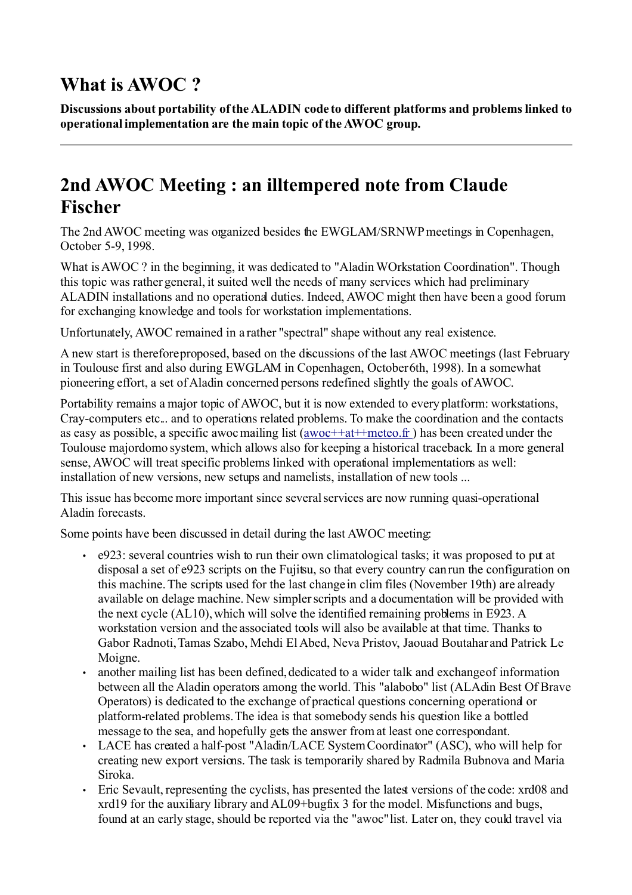# What is AWOC ?

**Discussions about portability of the ALADIN code to different platforms and problems linked to operational implementation are the main topic of the AWOC group.**

---

# 2nd AWOC Meeting : an illtempered note from Claude Fischer

The 2nd AWOC meeting was organized besides the EWGLAM/SRNWP meetings in Copenhagen, October 5-9, 1998.

What is AWOC ? in the beginning, it was dedicated to "Aladin WOrkstation Coordination". Though this topic was rather general, it suited well the needs of many services which had preliminary ALADIN installations and no operational duties. Indeed, AWOC might then have been a good forum for exchanging knowledge and tools for workstation implementations.

Unfortunately, AWOC remained in a rather "spectral" shape without any real existence.

A new start is therefore proposed, based on the discussions of the last AWOC meetings (last February in Toulouse first and also during EWGLAM in Copenhagen, October 6th, 1998). In a somewhat pioneering effort, a set of Aladin concerned persons redefined slightly the goals of AWOC.

Portability remains a major topic of AWOC, but it is now extended to every platform: workstations, Cray-computers etc.. and to operations related problems. To make the coordination and the contacts as easy as possible, a specific awoc mailing list ([awoc++at++meteo.fr](awoc++at++meteo.fr) ) has been created under the Toulouse majordomo system, which allows also for keeping a historical traceback. In a more general sense, AWOC will treat specific problems linked with operational implementations as well: installation of new versions, new setups and namelists, installation of new tools ...

This issue has become more important since several services are now running quasi-operational Aladin forecasts.

Some points have been discussed in detail during the last AWOC meeting:

- e923: several countries wish to run their own climatological tasks; it was proposed to put at disposal a set of e923 scripts on the Fujitsu, so that every country can run the configuration on this machine. The scripts used for the last change in clim files (November 19th) are already available on delage machine. New simpler scripts and a documentation will be provided with the next cycle (AL10), which will solve the identified remaining problems in E923. A workstation version and the associated tools will also be available at that time. Thanks to Gabor Radnoti, Tamas Szabo, Mehdi El Abed, Neva Pristov, Jaouad Boutahar and Patrick Le Moigne.
- another mailing list has been defined, dedicated to a wider talk and exchange of information between all the Aladin operators among the world. This "alabobo" list (ALAdin Best Of Brave Operators) is dedicated to the exchange of practical questions concerning operational or platform-related problems. The idea is that somebody sends his question like a bottled message to the sea, and hopefully gets the answer from at least one correspondant.
- LACE has created a half-post "Aladin/LACE System Coordinator" (ASC), who will help for creating new export versions. The task is temporarily shared by Radmila Bubnova and Maria Siroka.
- Eric Sevault, representing the cyclists, has presented the latest versions of the code: xrd08 and xrd19 for the auxiliary library and AL09+bugfix 3 for the model. Misfunctions and bugs, found at an early stage, should be reported via the "awoc" list. Later on, they could travel via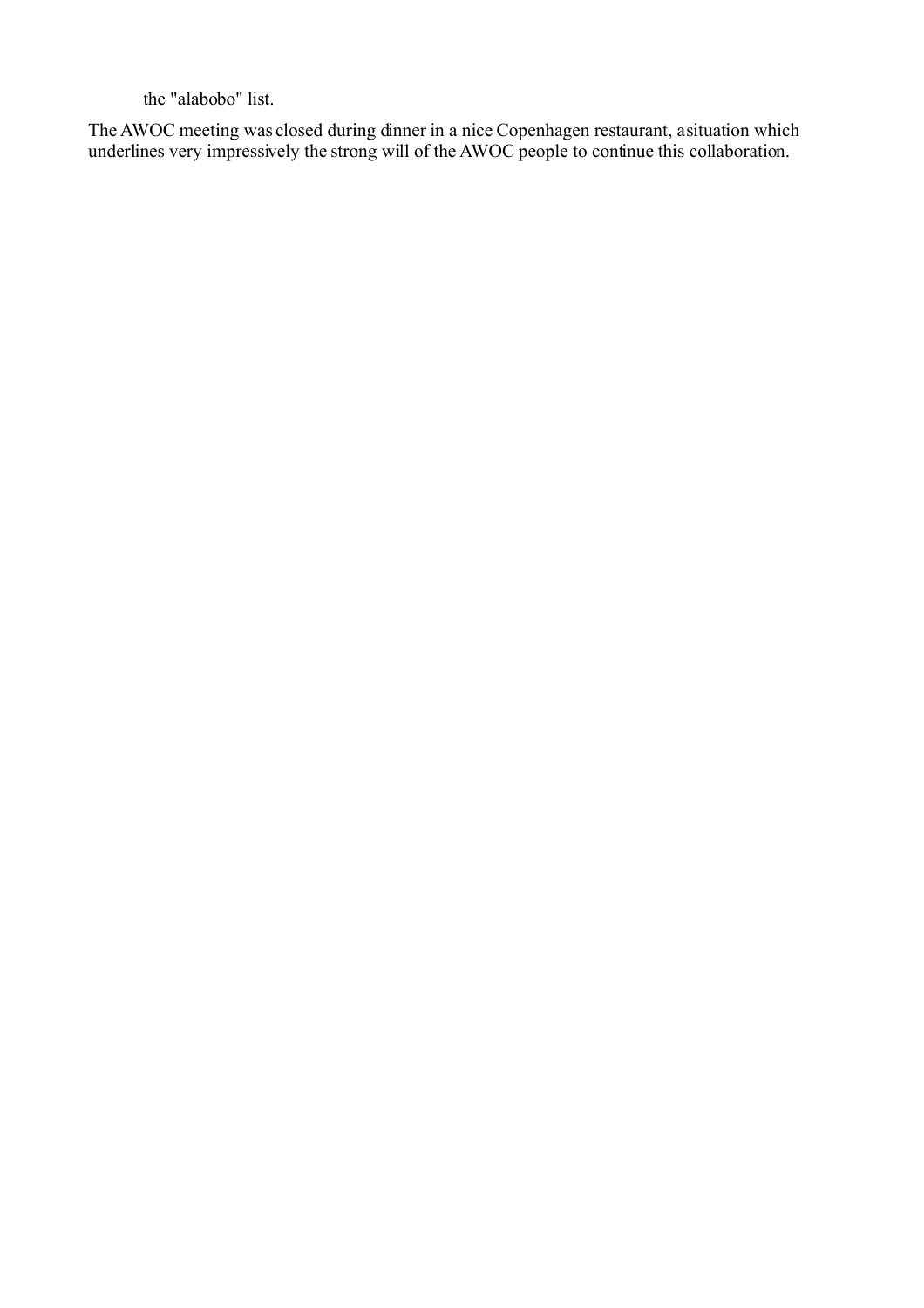the "alabobo" list.

The AWOC meeting was closed during dinner in a nice Copenhagen restaurant, asituation which underlines very impressively the strong will of the AWOC people to continue this collaboration.